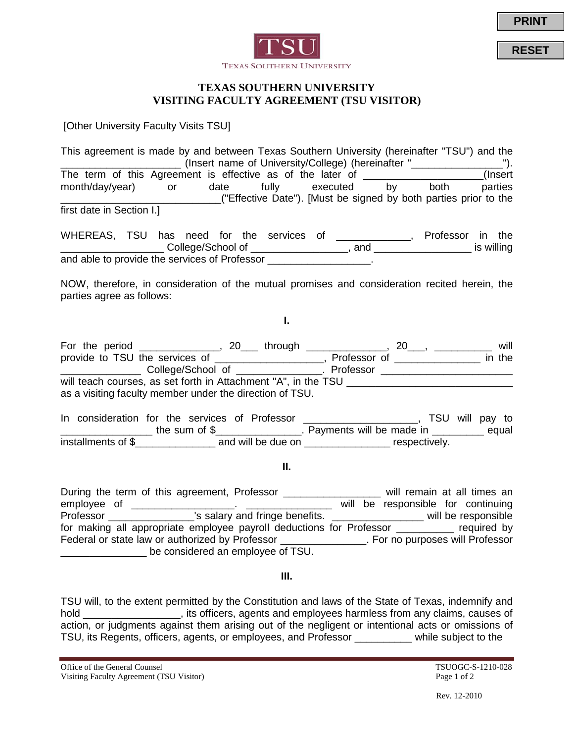TEXAS SOUTHERN UNIVERSITY

# TEXAS SOUTHERN UNIVERSITY
# VISITING FACULTY AGREEMENT (TSU VISITOR)

[Other University Faculty Visits TSU]

This agreement is made by and between Texas Southern University (hereinafter "TSU") and the ____________________ (Insert name of University/College) (hereinafter "_______________"). The term of this Agreement is effective as of the later of ____________________(Insert month/day/year) or date fully executed by both parties ___________________________("Effective Date"). [Must be signed by both parties prior to the first date in Section I.]

WHEREAS, TSU has need for the services of ____________, Professor in the _________________ College/School of ________________, and ________________ is willing and able to provide the services of Professor _________________.

NOW, therefore, in consideration of the mutual promises and consideration recited herein, the parties agree as follows:

## I.

For the period _____________, 20___ through _____________, 20___, __________ will provide to TSU the services of __________________, Professor of ______________ in the ______________ College/School of _______________. Professor ______________________ will teach courses, as set forth in Attachment "A", in the TSU ___________________________ as a visiting faculty member under the direction of TSU.

In consideration for the services of Professor ___________________, TSU will pay to _______________ the sum of $______________. Payments will be made in _________ equal installments of $_____________ and will be due on ______________ respectively.

## II.

During the term of this agreement, Professor ________________ will remain at all times an employee of _________________. _______________ will be responsible for continuing Professor ______________'s salary and fringe benefits. ________________ will be responsible for making all appropriate employee payroll deductions for Professor _________ required by Federal or state law or authorized by Professor ______________. For no purposes will Professor ______________ be considered an employee of TSU.

## III.

TSU will, to the extent permitted by the Constitution and laws of the State of Texas, indemnify and hold ________________, its officers, agents and employees harmless from any claims, causes of action, or judgments against them arising out of the negligent or intentional acts or omissions of TSU, its Regents, officers, agents, or employees, and Professor __________ while subject to the

Office of the General Counsel
Visiting Faculty Agreement (TSU Visitor)

TSUOGC-S-1210-028

Rev. 12-2010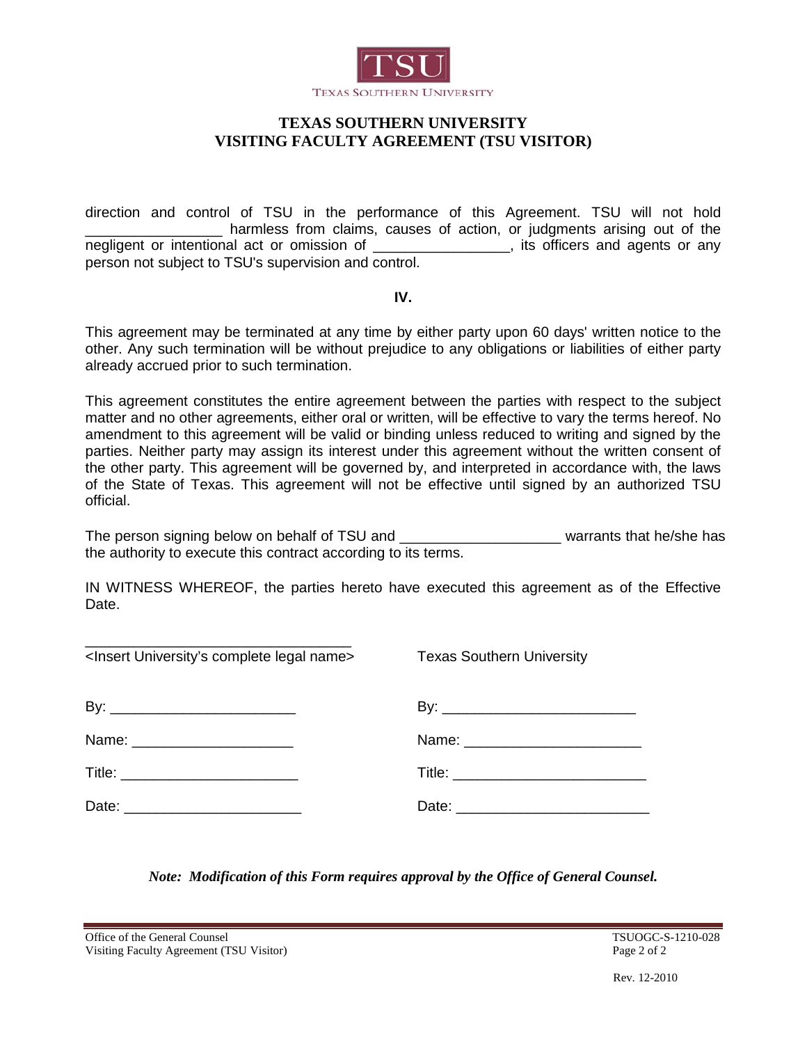TEXAS SOUTHERN UNIVERSITY

# TEXAS SOUTHERN UNIVERSITY
# VISITING FACULTY AGREEMENT (TSU VISITOR)

direction and control of TSU in the performance of this Agreement. TSU will not hold _________________ harmless from claims, causes of action, or judgments arising out of the negligent or intentional act or omission of _________________, its officers and agents or any person not subject to TSU's supervision and control.

**IV.**

This agreement may be terminated at any time by either party upon 60 days' written notice to the other. Any such termination will be without prejudice to any obligations or liabilities of either party already accrued prior to such termination.

This agreement constitutes the entire agreement between the parties with respect to the subject matter and no other agreements, either oral or written, will be effective to vary the terms hereof. No amendment to this agreement will be valid or binding unless reduced to writing and signed by the parties. Neither party may assign its interest under this agreement without the written consent of the other party. This agreement will be governed by, and interpreted in accordance with, the laws of the State of Texas. This agreement will not be effective until signed by an authorized TSU official.

The person signing below on behalf of TSU and ____________________ warrants that he/she has the authority to execute this contract according to its terms.

IN WITNESS WHEREOF, the parties hereto have executed this agreement as of the Effective Date.

| | |
|---|---|
| __________________________________ | |
| <Insert University's complete legal name> | Texas Southern University |
| By: _______________________ | By: ________________________ |
| Name: ____________________ | Name: ______________________ |
| Title: ______________________ | Title: _______________________ |
| Date: ______________________ | Date: _______________________ |

***Note: Modification of this Form requires approval by the Office of General Counsel.***

Office of the General Counsel
Visiting Faculty Agreement (TSU Visitor)

TSUOGC-S-1210-028

Rev. 12-2010